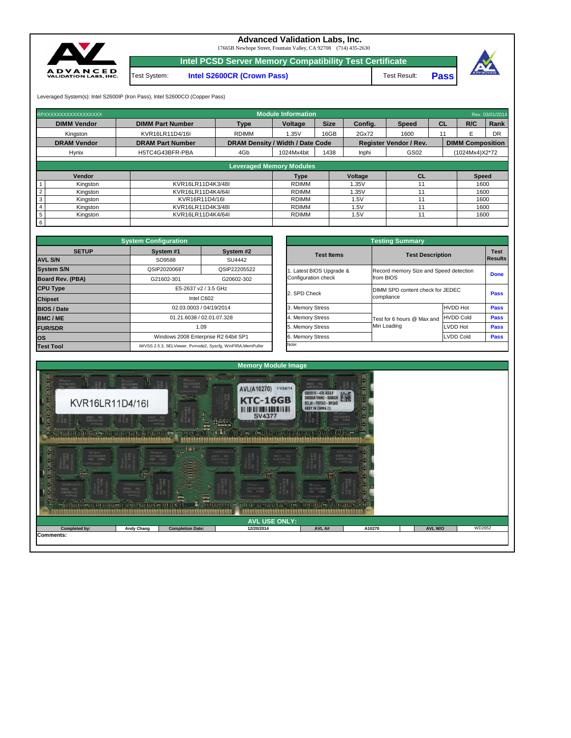# Advanced Validation Labs, Inc.

17665B Newhope Street, Fountain Valley, CA 92708 (714) 435-2630

## Intel PCSD Server Memory Compatibility Test Certificate

| Test System: | Intel S2600CR (Crown Pass) | Test Result: | Pass |
|---|---|---|---|

Leveraged System(s): Intel S2600IP (Iron Pass), Intel S2600CO (Copper Pass)

### Module Information

RPXXXXXXXXXXXXXXXXXX — Rev. 03/01/2014

| DIMM Vendor | DIMM Part Number | Type | Voltage | Size | Config. | Speed | CL | R/C | Rank |
|---|---|---|---|---|---|---|---|---|---|
| Kingston | KVR16LR11D4/16I | RDIMM | 1.35V | 16GB | 2Gx72 | 1600 | 11 | E | DR |

| DRAM Vendor | DRAM Part Number | DRAM Density / Width / Date Code | | | Register Vendor / Rev. | | DIMM Composition |
|---|---|---|---|---|---|---|---|
| Hynix | H5TC4G43BFR-PBA | 4Gb | 1024Mx4bit | 1438 | Inphi | GS02 | (1024Mx4)X2*72 |

### Leveraged Memory Modules

| | Vendor | Part Number | Type | Voltage | CL | Speed |
|---|---|---|---|---|---|---|
| 1 | Kingston | KVR16LR11D4K3/48I | RDIMM | 1.35V | 11 | 1600 |
| 2 | Kingston | KVR16LR11D4K4/64I | RDIMM | 1.35V | 11 | 1600 |
| 3 | Kingston | KVR16R11D4/16I | RDIMM | 1.5V | 11 | 1600 |
| 4 | Kingston | KVR16LR11D4K3/48I | RDIMM | 1.5V | 11 | 1600 |
| 5 | Kingston | KVR16LR11D4K4/64I | RDIMM | 1.5V | 11 | 1600 |
| 6 | | | | | | |

### System Configuration

| SETUP | System #1 | System #2 |
|---|---|---|
| AVL S/N | SO9588 | SU4442 |
| System S/N | QSIP20200687 | QSIP22205522 |
| Board Rev. (PBA) | G21602-301 | G20602-302 |
| CPU Type | E5-2637 v2 / 3.5 GHz | |
| Chipset | Intel C602 | |
| BIOS / Date | 02.03.0003 / 04/19/2014 | |
| BMC / ME | 01.21.6038 / 02.01.07.328 | |
| FUR/SDR | 1.09 | |
| OS | Windows 2008 Enterprise R2 64bit SP1 | |
| Test Tool | iWVSS 2.5.3, SELViewer, Pvmode2, Syscfg, WinPIRA,MemPuller | |

### Testing Summary

| Test Items | Test Description | | Test Results |
|---|---|---|---|
| 1. Latest BIOS Upgrade & Configuration check | Record memory Size and Speed detection from BIOS | | Done |
| 2. SPD Check | DIMM SPD content check for JEDEC compliance | | Pass |
| 3. Memory Stress | Test for 6 hours @ Max and Min Loading | HVDD Hot | Pass |
| 4. Memory Stress | | HVDD Cold | Pass |
| 5. Memory Stress | | LVDD Hot | Pass |
| 6. Memory Stress | | LVDD Cold | Pass |

Note:

### Memory Module Image

### AVL USE ONLY:

| Completed by: | Andy Chang | Completion Date: | 12/20/2014 | AVL A# | A10270 | AVL W/O | WD2652 |
|---|---|---|---|---|---|---|---|

Comments: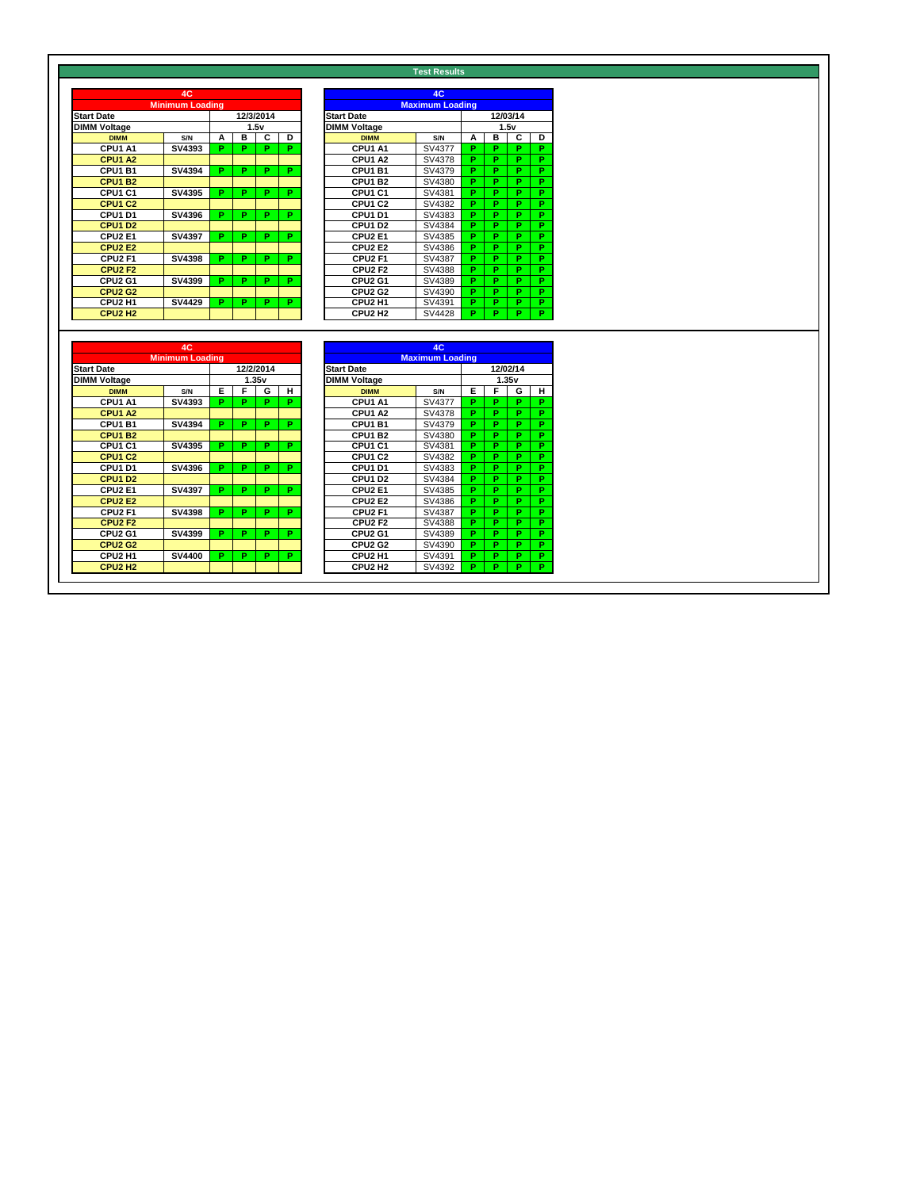## Test Results

| 4C Minimum Loading | | | | | |
|---|---|---|---|---|---|
| Start Date | | 12/3/2014 | | | |
| DIMM Voltage | | 1.5v | | | |
| DIMM | S/N | A | B | C | D |
| CPU1 A1 | SV4393 | P | P | P | P |
| CPU1 A2 | | | | | |
| CPU1 B1 | SV4394 | P | P | P | P |
| CPU1 B2 | | | | | |
| CPU1 C1 | SV4395 | P | P | P | P |
| CPU1 C2 | | | | | |
| CPU1 D1 | SV4396 | P | P | P | P |
| CPU1 D2 | | | | | |
| CPU2 E1 | SV4397 | P | P | P | P |
| CPU2 E2 | | | | | |
| CPU2 F1 | SV4398 | P | P | P | P |
| CPU2 F2 | | | | | |
| CPU2 G1 | SV4399 | P | P | P | P |
| CPU2 G2 | | | | | |
| CPU2 H1 | SV4429 | P | P | P | P |
| CPU2 H2 | | | | | |

| 4C Maximum Loading | | | | | |
|---|---|---|---|---|---|
| Start Date | | 12/03/14 | | | |
| DIMM Voltage | | 1.5v | | | |
| DIMM | S/N | A | B | C | D |
| CPU1 A1 | SV4377 | P | P | P | P |
| CPU1 A2 | SV4378 | P | P | P | P |
| CPU1 B1 | SV4379 | P | P | P | P |
| CPU1 B2 | SV4380 | P | P | P | P |
| CPU1 C1 | SV4381 | P | P | P | P |
| CPU1 C2 | SV4382 | P | P | P | P |
| CPU1 D1 | SV4383 | P | P | P | P |
| CPU1 D2 | SV4384 | P | P | P | P |
| CPU2 E1 | SV4385 | P | P | P | P |
| CPU2 E2 | SV4386 | P | P | P | P |
| CPU2 F1 | SV4387 | P | P | P | P |
| CPU2 F2 | SV4388 | P | P | P | P |
| CPU2 G1 | SV4389 | P | P | P | P |
| CPU2 G2 | SV4390 | P | P | P | P |
| CPU2 H1 | SV4391 | P | P | P | P |
| CPU2 H2 | SV4428 | P | P | P | P |

| 4C Minimum Loading | | | | | |
|---|---|---|---|---|---|
| Start Date | | 12/2/2014 | | | |
| DIMM Voltage | | 1.35v | | | |
| DIMM | S/N | E | F | G | H |
| CPU1 A1 | SV4393 | P | P | P | P |
| CPU1 A2 | | | | | |
| CPU1 B1 | SV4394 | P | P | P | P |
| CPU1 B2 | | | | | |
| CPU1 C1 | SV4395 | P | P | P | P |
| CPU1 C2 | | | | | |
| CPU1 D1 | SV4396 | P | P | P | P |
| CPU1 D2 | | | | | |
| CPU2 E1 | SV4397 | P | P | P | P |
| CPU2 E2 | | | | | |
| CPU2 F1 | SV4398 | P | P | P | P |
| CPU2 F2 | | | | | |
| CPU2 G1 | SV4399 | P | P | P | P |
| CPU2 G2 | | | | | |
| CPU2 H1 | SV4400 | P | P | P | P |
| CPU2 H2 | | | | | |

| 4C Maximum Loading | | | | | |
|---|---|---|---|---|---|
| Start Date | | 12/02/14 | | | |
| DIMM Voltage | | 1.35v | | | |
| DIMM | S/N | E | F | G | H |
| CPU1 A1 | SV4377 | P | P | P | P |
| CPU1 A2 | SV4378 | P | P | P | P |
| CPU1 B1 | SV4379 | P | P | P | P |
| CPU1 B2 | SV4380 | P | P | P | P |
| CPU1 C1 | SV4381 | P | P | P | P |
| CPU1 C2 | SV4382 | P | P | P | P |
| CPU1 D1 | SV4383 | P | P | P | P |
| CPU1 D2 | SV4384 | P | P | P | P |
| CPU2 E1 | SV4385 | P | P | P | P |
| CPU2 E2 | SV4386 | P | P | P | P |
| CPU2 F1 | SV4387 | P | P | P | P |
| CPU2 F2 | SV4388 | P | P | P | P |
| CPU2 G1 | SV4389 | P | P | P | P |
| CPU2 G2 | SV4390 | P | P | P | P |
| CPU2 H1 | SV4391 | P | P | P | P |
| CPU2 H2 | SV4392 | P | P | P | P |